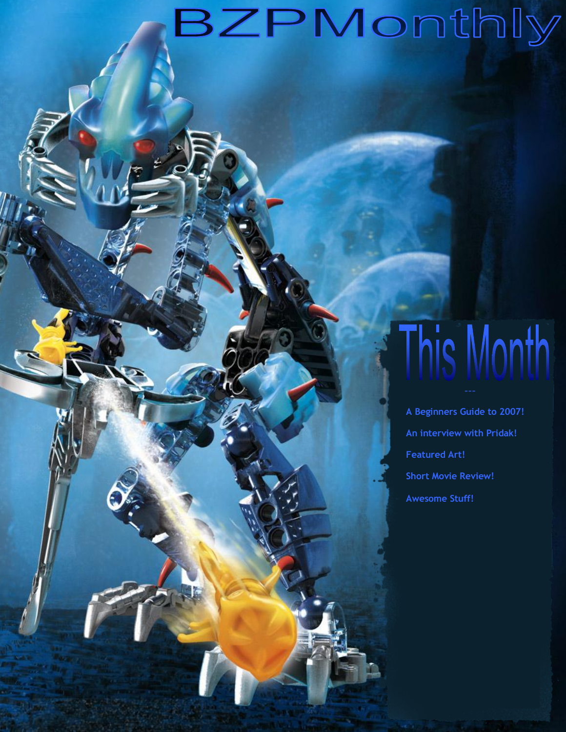# BZPMonthly

## This Month

---

A Beginners Guide to 2007!

An interview with Pridak!

Featured Art!

Short Movie Review!

Awesome Stuff!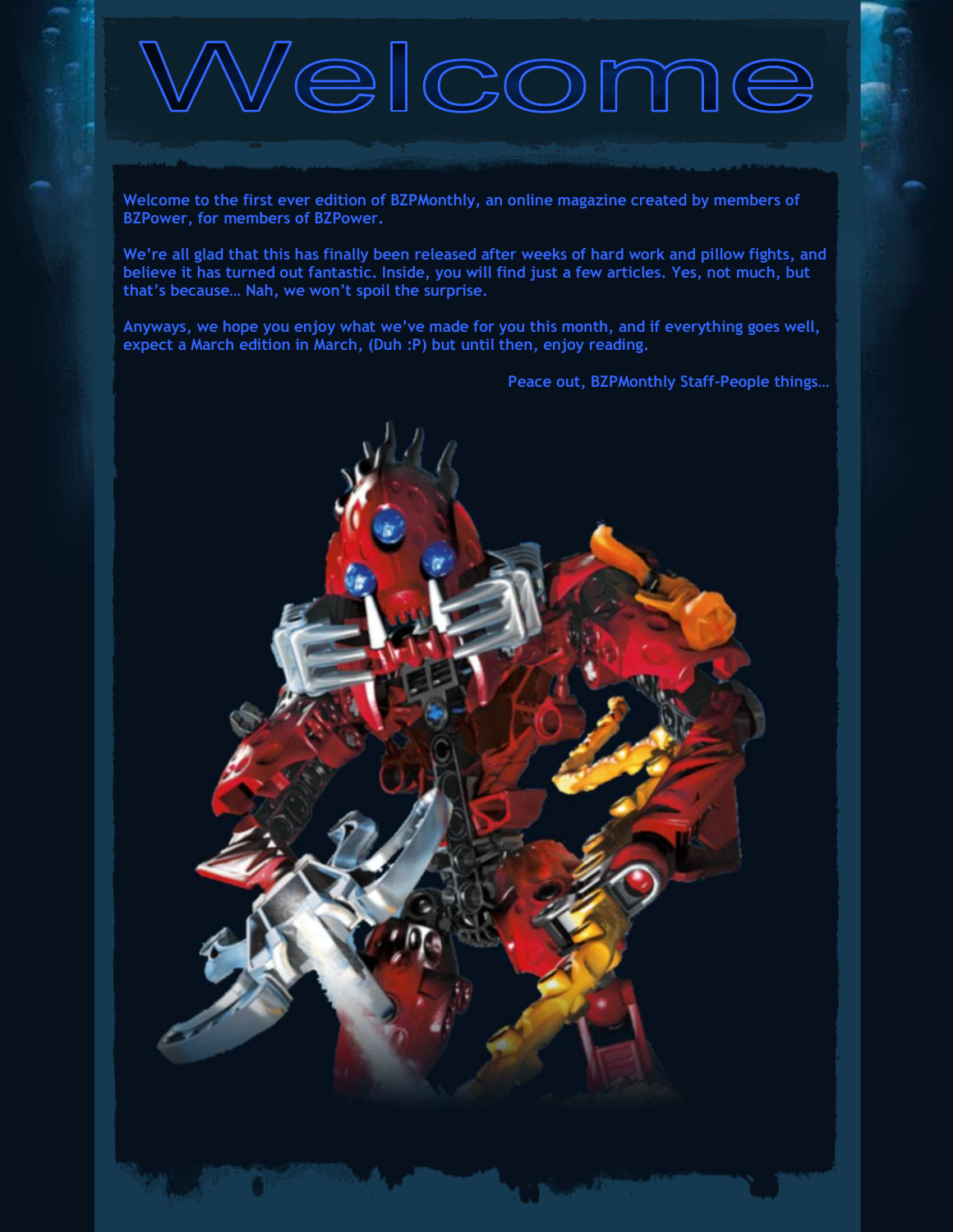# Welcome

Welcome to the first ever edition of BZPMonthly, an online magazine created by members of BZPower, for members of BZPower.

We're all glad that this has finally been released after weeks of hard work and pillow fights, and believe it has turned out fantastic. Inside, you will find just a few articles. Yes, not much, but that's because… Nah, we won't spoil the surprise.

Anyways, we hope you enjoy what we've made for you this month, and if everything goes well, expect a March edition in March, (Duh :P) but until then, enjoy reading.

Peace out, BZPMonthly Staff-People things…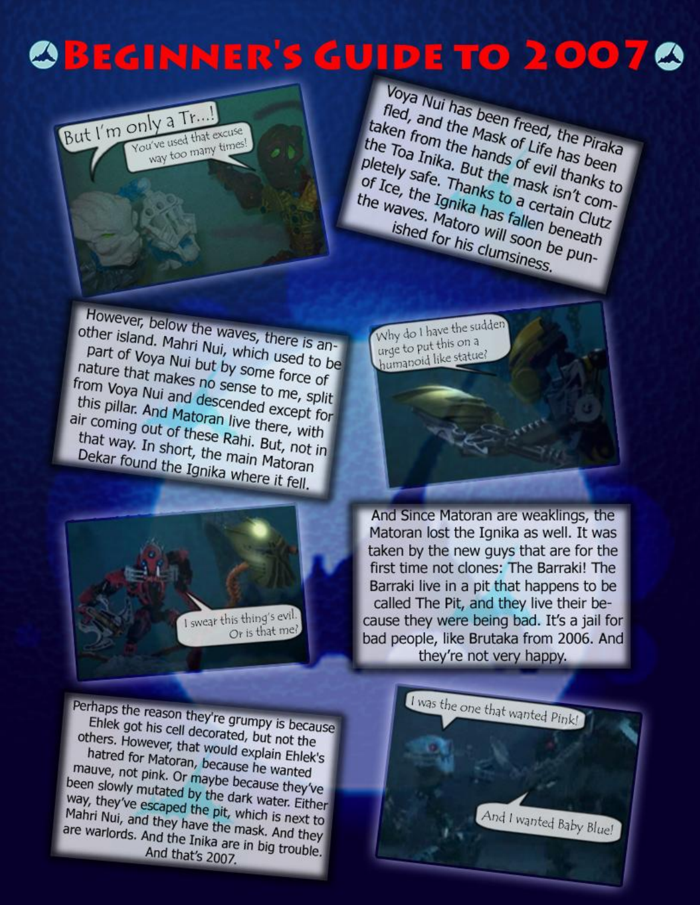# Beginner's Guide to 2007

But I'm only a Tr...!

You've used that excuse way too many times!

Voya Nui has been freed, the Piraka fled, and the Mask of Life has been taken from the hands of evil thanks to the Toa Inika. But the mask isn't completely safe. Thanks to a certain Clutz of Ice, the Ignika has fallen beneath the waves. Matoro will soon be punished for his clumsiness.

However, below the waves, there is another island. Mahri Nui, which used to be part of Voya Nui but by some force of nature that makes no sense to me, split from Voya Nui and descended except for this pillar. And Matoran live there, with air coming out of these Rahi. But, not in that way. In short, the main Matoran Dekar found the Ignika where it fell.

Why do I have the sudden urge to put this on a humanoid like statue?

I swear this thing's evil. Or is that me?

And Since Matoran are weaklings, the Matoran lost the Ignika as well. It was taken by the new guys that are for the first time not clones: The Barraki! The Barraki live in a pit that happens to be called The Pit, and they live their because they were being bad. It's a jail for bad people, like Brutaka from 2006. And they're not very happy.

Perhaps the reason they're grumpy is because Ehlek got his cell decorated, but not the others. However, that would explain Ehlek's hatred for Matoran, because he wanted mauve, not pink. Or maybe because they've been slowly mutated by the dark water. Either way, they've escaped the pit, which is next to Mahri Nui, and they have the mask. And they are warlords. And the Inika are in big trouble. And that's 2007.

I was the one that wanted Pink!

And I wanted Baby Blue!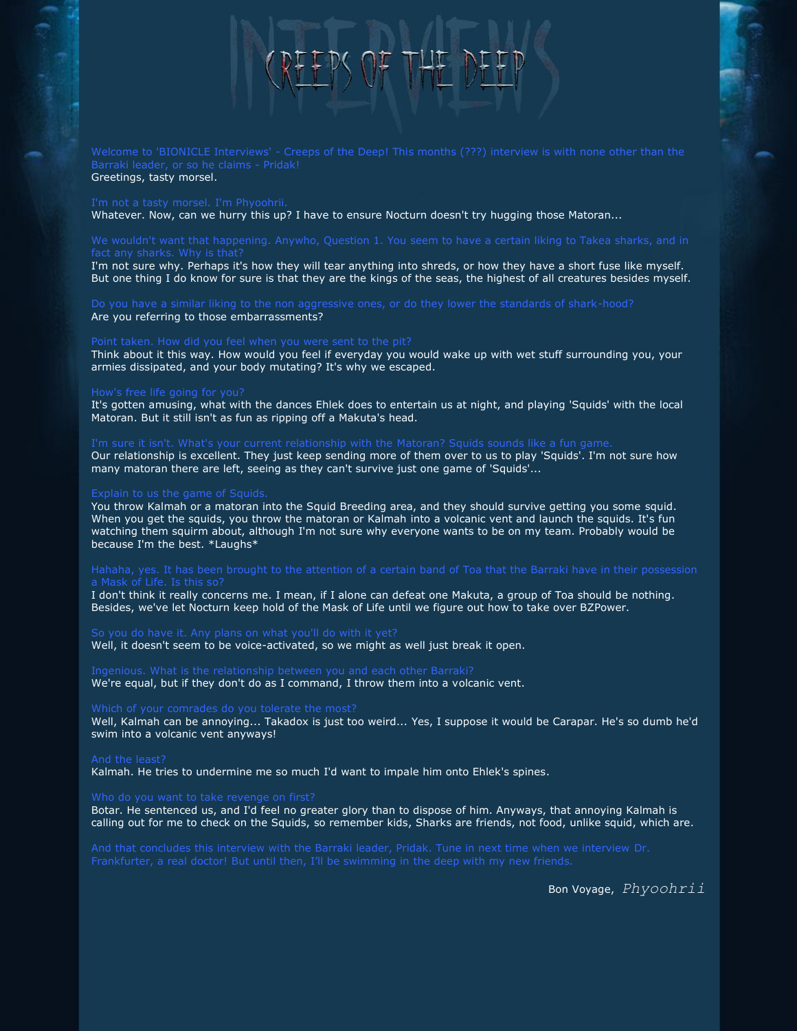# Creeps of the Deep

Welcome to 'BIONICLE Interviews' - Creeps of the Deep! This months (???) interview is with none other than the Barraki leader, or so he claims - Pridak!

Greetings, tasty morsel.

I'm not a tasty morsel. I'm Phyoohrii.

Whatever. Now, can we hurry this up? I have to ensure Nocturn doesn't try hugging those Matoran...

We wouldn't want that happening. Anywho, Question 1. You seem to have a certain liking to Takea sharks, and in fact any sharks. Why is that?

I'm not sure why. Perhaps it's how they will tear anything into shreds, or how they have a short fuse like myself. But one thing I do know for sure is that they are the kings of the seas, the highest of all creatures besides myself.

Do you have a similar liking to the non aggressive ones, or do they lower the standards of shark-hood?

Are you referring to those embarrassments?

Point taken. How did you feel when you were sent to the pit?

Think about it this way. How would you feel if everyday you would wake up with wet stuff surrounding you, your armies dissipated, and your body mutating? It's why we escaped.

How's free life going for you?

It's gotten amusing, what with the dances Ehlek does to entertain us at night, and playing 'Squids' with the local Matoran. But it still isn't as fun as ripping off a Makuta's head.

I'm sure it isn't. What's your current relationship with the Matoran? Squids sounds like a fun game.

Our relationship is excellent. They just keep sending more of them over to us to play 'Squids'. I'm not sure how many matoran there are left, seeing as they can't survive just one game of 'Squids'...

Explain to us the game of Squids.

You throw Kalmah or a matoran into the Squid Breeding area, and they should survive getting you some squid. When you get the squids, you throw the matoran or Kalmah into a volcanic vent and launch the squids. It's fun watching them squirm about, although I'm not sure why everyone wants to be on my team. Probably would be because I'm the best. *Laughs*

Hahaha, yes. It has been brought to the attention of a certain band of Toa that the Barraki have in their possession a Mask of Life. Is this so?

I don't think it really concerns me. I mean, if I alone can defeat one Makuta, a group of Toa should be nothing. Besides, we've let Nocturn keep hold of the Mask of Life until we figure out how to take over BZPower.

So you do have it. Any plans on what you'll do with it yet?

Well, it doesn't seem to be voice-activated, so we might as well just break it open.

Ingenious. What is the relationship between you and each other Barraki?

We're equal, but if they don't do as I command, I throw them into a volcanic vent.

Which of your comrades do you tolerate the most?

Well, Kalmah can be annoying... Takadox is just too weird... Yes, I suppose it would be Carapar. He's so dumb he'd swim into a volcanic vent anyways!

And the least?

Kalmah. He tries to undermine me so much I'd want to impale him onto Ehlek's spines.

Who do you want to take revenge on first?

Botar. He sentenced us, and I'd feel no greater glory than to dispose of him. Anyways, that annoying Kalmah is calling out for me to check on the Squids, so remember kids, Sharks are friends, not food, unlike squid, which are.

And that concludes this interview with the Barraki leader, Pridak. Tune in next time when we interview Dr. Frankfurter, a real doctor! But until then, I'll be swimming in the deep with my new friends.

Bon Voyage, *Phyoohrii*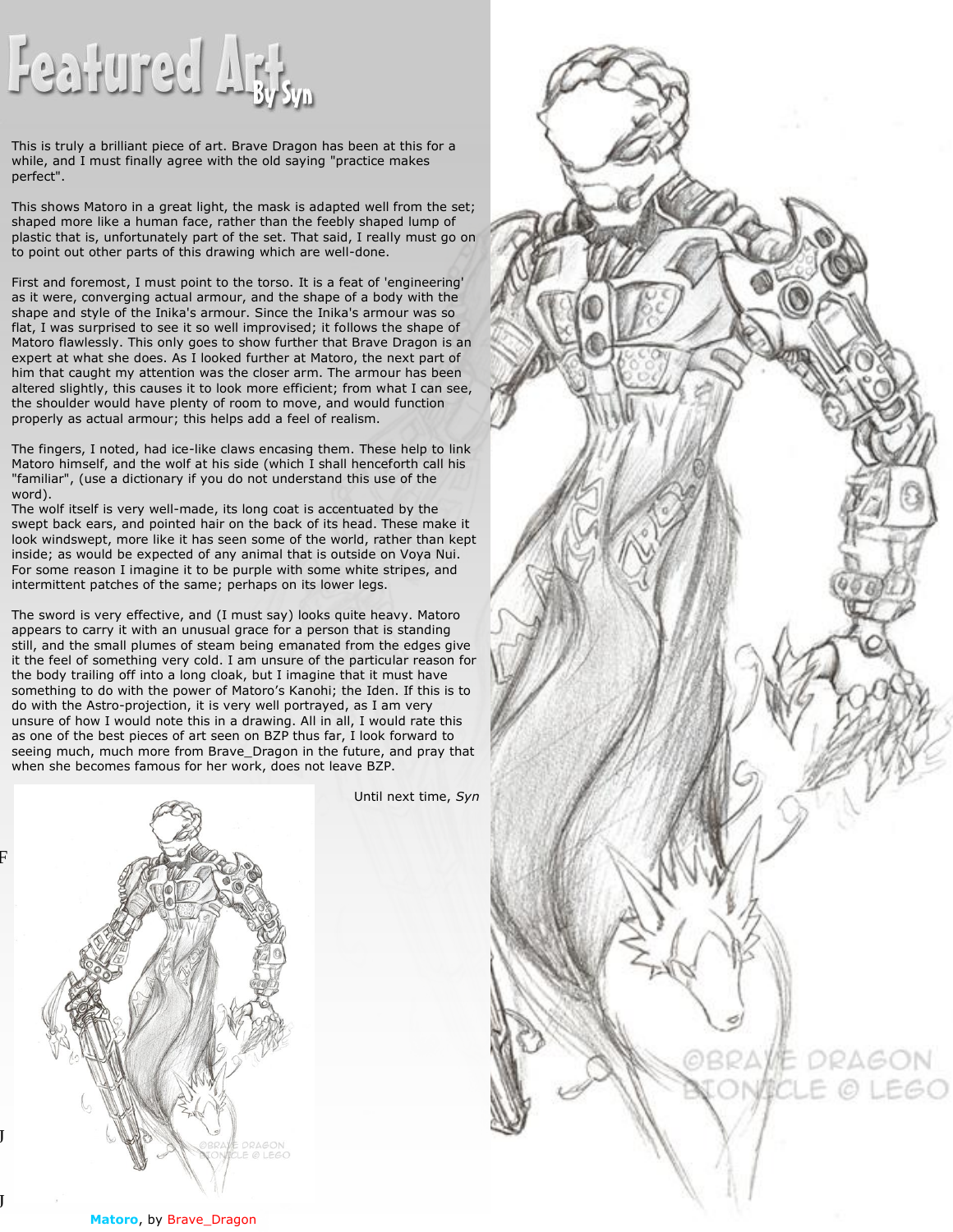# Featured Art By Syn

This is truly a brilliant piece of art. Brave Dragon has been at this for a while, and I must finally agree with the old saying "practice makes perfect".

This shows Matoro in a great light, the mask is adapted well from the set; shaped more like a human face, rather than the feebly shaped lump of plastic that is, unfortunately part of the set. That said, I really must go on to point out other parts of this drawing which are well-done.

First and foremost, I must point to the torso. It is a feat of 'engineering' as it were, converging actual armour, and the shape of a body with the shape and style of the Inika's armour. Since the Inika's armour was so flat, I was surprised to see it so well improvised; it follows the shape of Matoro flawlessly. This only goes to show further that Brave Dragon is an expert at what she does. As I looked further at Matoro, the next part of him that caught my attention was the closer arm. The armour has been altered slightly, this causes it to look more efficient; from what I can see, the shoulder would have plenty of room to move, and would function properly as actual armour; this helps add a feel of realism.

The fingers, I noted, had ice-like claws encasing them. These help to link Matoro himself, and the wolf at his side (which I shall henceforth call his "familiar", (use a dictionary if you do not understand this use of the word).
The wolf itself is very well-made, its long coat is accentuated by the swept back ears, and pointed hair on the back of its head. These make it look windswept, more like it has seen some of the world, rather than kept inside; as would be expected of any animal that is outside on Voya Nui. For some reason I imagine it to be purple with some white stripes, and intermittent patches of the same; perhaps on its lower legs.

The sword is very effective, and (I must say) looks quite heavy. Matoro appears to carry it with an unusual grace for a person that is standing still, and the small plumes of steam being emanated from the edges give it the feel of something very cold. I am unsure of the particular reason for the body trailing off into a long cloak, but I imagine that it must have something to do with the power of Matoro's Kanohi; the Iden. If this is to do with the Astro-projection, it is very well portrayed, as I am very unsure of how I would note this in a drawing. All in all, I would rate this as one of the best pieces of art seen on BZP thus far, I look forward to seeing much, much more from Brave_Dragon in the future, and pray that when she becomes famous for her work, does not leave BZP.

Until next time, *Syn*

Matoro, by Brave_Dragon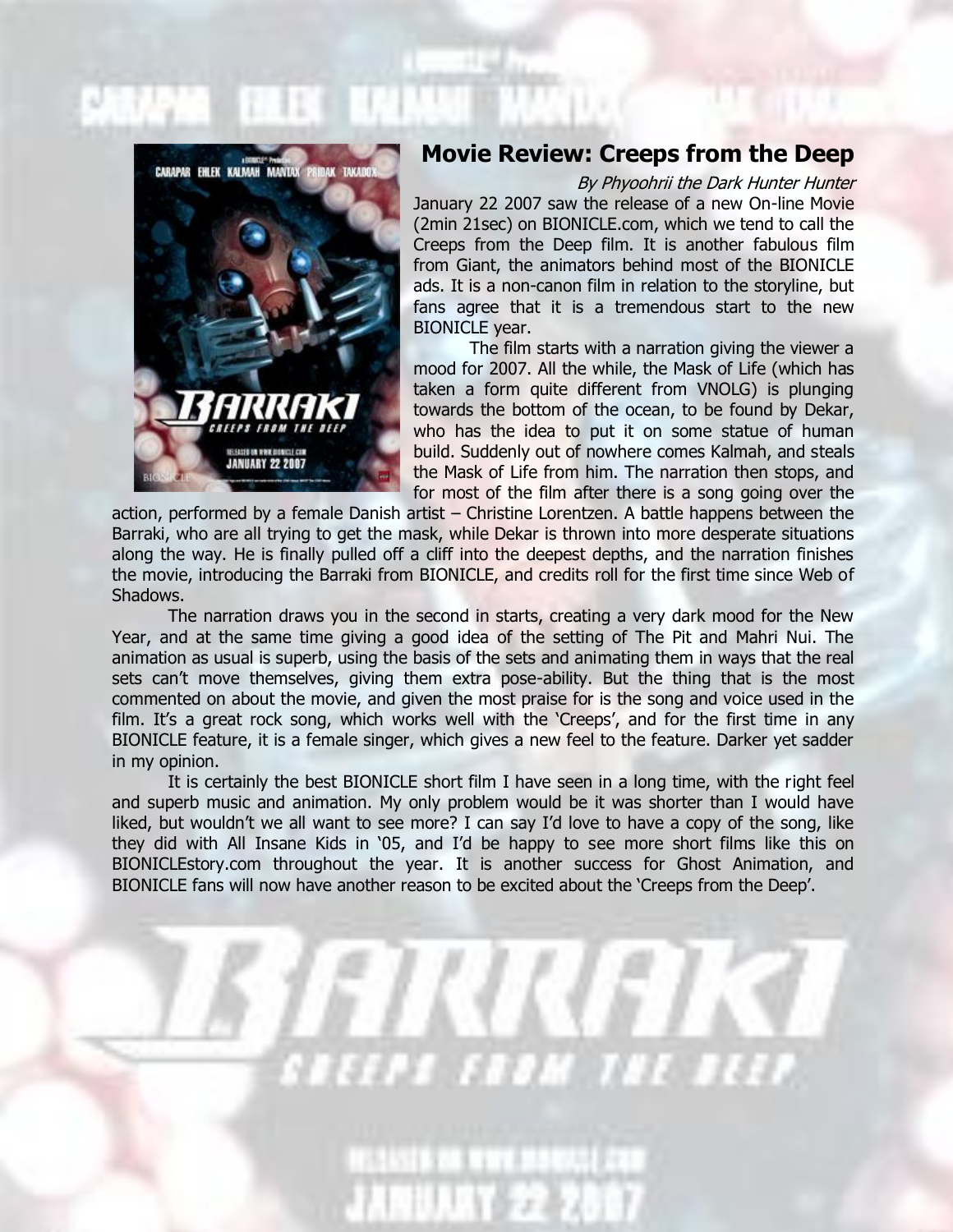## Movie Review: Creeps from the Deep

*By Phyoohrii the Dark Hunter Hunter*

January 22 2007 saw the release of a new On-line Movie (2min 21sec) on BIONICLE.com, which we tend to call the Creeps from the Deep film. It is another fabulous film from Giant, the animators behind most of the BIONICLE ads. It is a non-canon film in relation to the storyline, but fans agree that it is a tremendous start to the new BIONICLE year.

The film starts with a narration giving the viewer a mood for 2007. All the while, the Mask of Life (which has taken a form quite different from VNOLG) is plunging towards the bottom of the ocean, to be found by Dekar, who has the idea to put it on some statue of human build. Suddenly out of nowhere comes Kalmah, and steals the Mask of Life from him. The narration then stops, and for most of the film after there is a song going over the action, performed by a female Danish artist – Christine Lorentzen. A battle happens between the Barraki, who are all trying to get the mask, while Dekar is thrown into more desperate situations along the way. He is finally pulled off a cliff into the deepest depths, and the narration finishes the movie, introducing the Barraki from BIONICLE, and credits roll for the first time since Web of Shadows.

The narration draws you in the second in starts, creating a very dark mood for the New Year, and at the same time giving a good idea of the setting of The Pit and Mahri Nui. The animation as usual is superb, using the basis of the sets and animating them in ways that the real sets can't move themselves, giving them extra pose-ability. But the thing that is the most commented on about the movie, and given the most praise for is the song and voice used in the film. It's a great rock song, which works well with the 'Creeps', and for the first time in any BIONICLE feature, it is a female singer, which gives a new feel to the feature. Darker yet sadder in my opinion.

It is certainly the best BIONICLE short film I have seen in a long time, with the right feel and superb music and animation. My only problem would be it was shorter than I would have liked, but wouldn't we all want to see more? I can say I'd love to have a copy of the song, like they did with All Insane Kids in '05, and I'd be happy to see more short films like this on BIONICLEstory.com throughout the year. It is another success for Ghost Animation, and BIONICLE fans will now have another reason to be excited about the 'Creeps from the Deep'.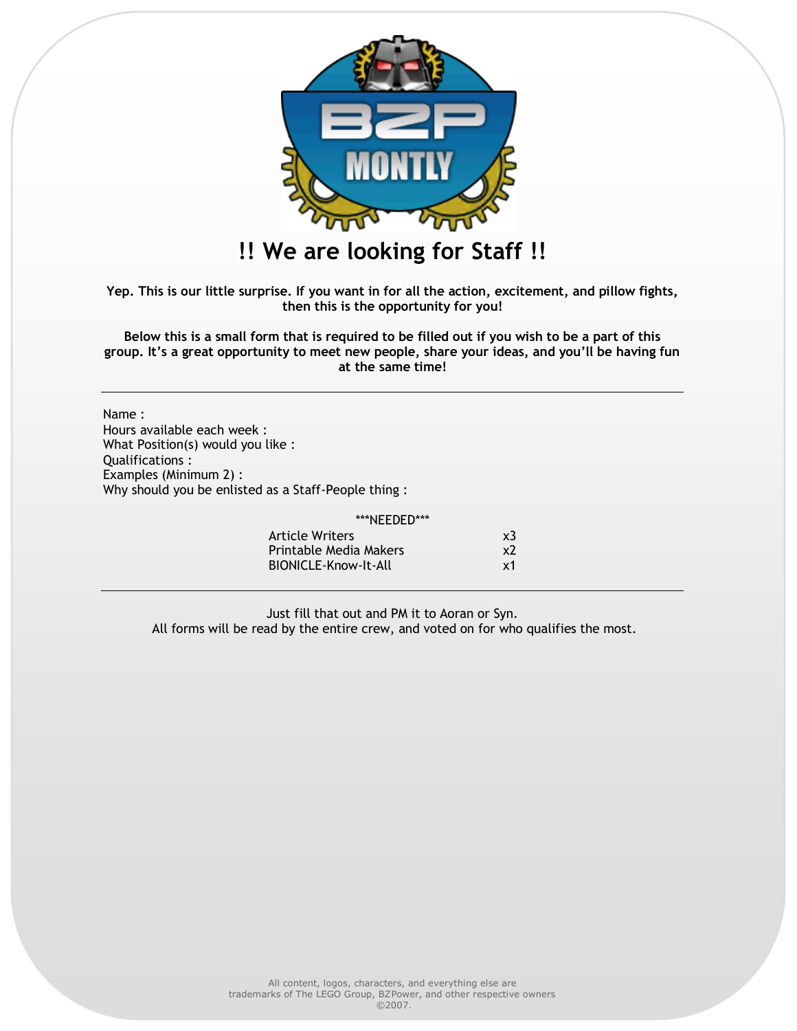# !! We are looking for Staff !!

**Yep. This is our little surprise. If you want in for all the action, excitement, and pillow fights, then this is the opportunity for you!**

**Below this is a small form that is required to be filled out if you wish to be a part of this group. It's a great opportunity to meet new people, share your ideas, and you'll be having fun at the same time!**

---

Name :
Hours available each week :
What Position(s) would you like :
Qualifications :
Examples (Minimum 2) :
Why should you be enlisted as a Staff-People thing :

\*\*\*NEEDED\*\*\*

| | |
|---|---|
| Article Writers | x3 |
| Printable Media Makers | x2 |
| BIONICLE-Know-It-All | x1 |

---

Just fill that out and PM it to Aoran or Syn.
All forms will be read by the entire crew, and voted on for who qualifies the most.

All content, logos, characters, and everything else are trademarks of The LEGO Group, BZPower, and other respective owners ©2007.